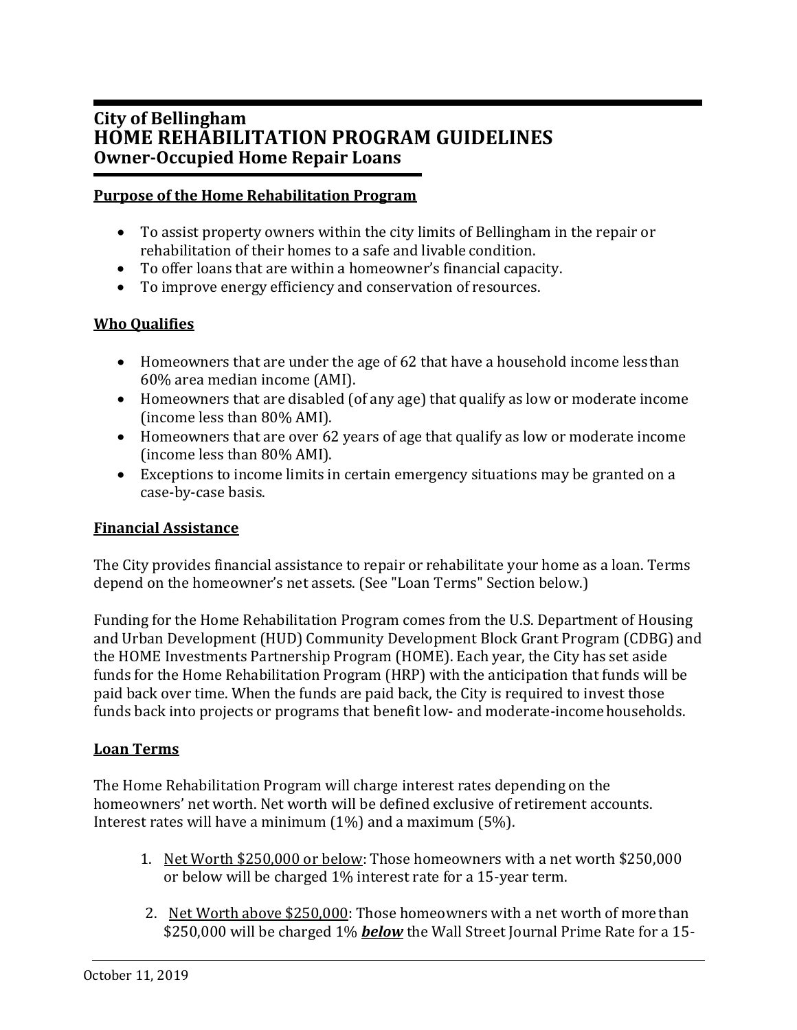# City of Bellingham
# HOME REHABILITATION PROGRAM GUIDELINES
## Owner-Occupied Home Repair Loans

**Purpose of the Home Rehabilitation Program**

- To assist property owners within the city limits of Bellingham in the repair or rehabilitation of their homes to a safe and livable condition.
- To offer loans that are within a homeowner's financial capacity.
- To improve energy efficiency and conservation of resources.

**Who Qualifies**

- Homeowners that are under the age of 62 that have a household income less than 60% area median income (AMI).
- Homeowners that are disabled (of any age) that qualify as low or moderate income (income less than 80% AMI).
- Homeowners that are over 62 years of age that qualify as low or moderate income (income less than 80% AMI).
- Exceptions to income limits in certain emergency situations may be granted on a case-by-case basis.

**Financial Assistance**

The City provides financial assistance to repair or rehabilitate your home as a loan. Terms depend on the homeowner's net assets. (See "Loan Terms" Section below.)

Funding for the Home Rehabilitation Program comes from the U.S. Department of Housing and Urban Development (HUD) Community Development Block Grant Program (CDBG) and the HOME Investments Partnership Program (HOME). Each year, the City has set aside funds for the Home Rehabilitation Program (HRP) with the anticipation that funds will be paid back over time. When the funds are paid back, the City is required to invest those funds back into projects or programs that benefit low- and moderate-income households.

**Loan Terms**

The Home Rehabilitation Program will charge interest rates depending on the homeowners' net worth. Net worth will be defined exclusive of retirement accounts. Interest rates will have a minimum (1%) and a maximum (5%).

1. Net Worth $250,000 or below: Those homeowners with a net worth $250,000 or below will be charged 1% interest rate for a 15-year term.
2. Net Worth above $250,000: Those homeowners with a net worth of more than $250,000 will be charged 1% ***below*** the Wall Street Journal Prime Rate for a 15-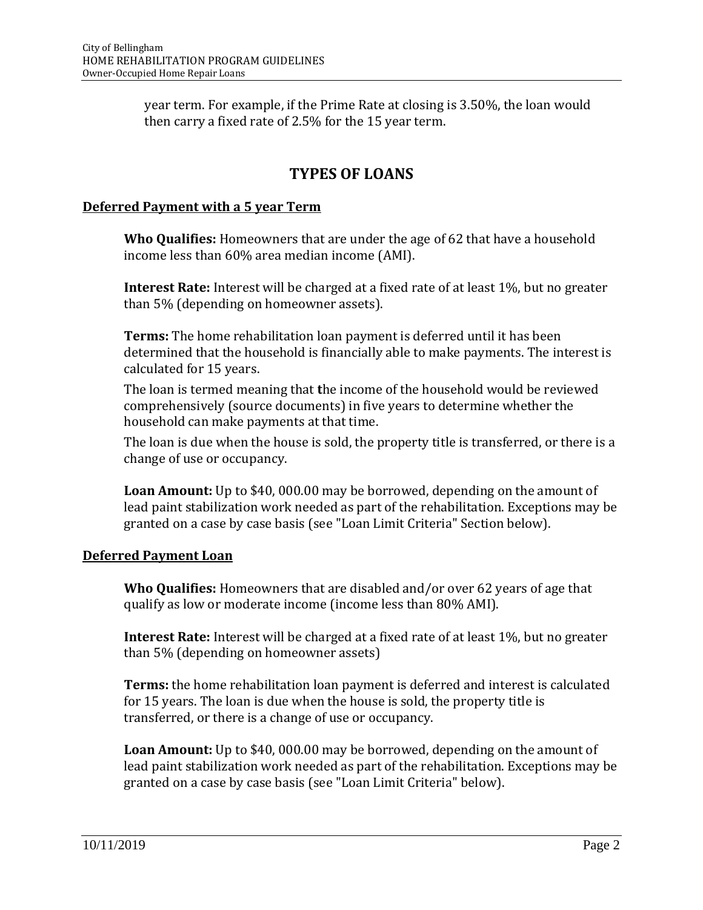year term. For example, if the Prime Rate at closing is 3.50%, the loan would then carry a fixed rate of 2.5% for the 15 year term.

## TYPES OF LOANS

### Deferred Payment with a 5 year Term

**Who Qualifies:** Homeowners that are under the age of 62 that have a household income less than 60% area median income (AMI).

**Interest Rate:** Interest will be charged at a fixed rate of at least 1%, but no greater than 5% (depending on homeowner assets).

**Terms:** The home rehabilitation loan payment is deferred until it has been determined that the household is financially able to make payments. The interest is calculated for 15 years.

The loan is termed meaning that **t**he income of the household would be reviewed comprehensively (source documents) in five years to determine whether the household can make payments at that time.

The loan is due when the house is sold, the property title is transferred, or there is a change of use or occupancy.

**Loan Amount:** Up to $40, 000.00 may be borrowed, depending on the amount of lead paint stabilization work needed as part of the rehabilitation. Exceptions may be granted on a case by case basis (see "Loan Limit Criteria" Section below).

### Deferred Payment Loan

**Who Qualifies:** Homeowners that are disabled and/or over 62 years of age that qualify as low or moderate income (income less than 80% AMI).

**Interest Rate:** Interest will be charged at a fixed rate of at least 1%, but no greater than 5% (depending on homeowner assets)

**Terms:** the home rehabilitation loan payment is deferred and interest is calculated for 15 years. The loan is due when the house is sold, the property title is transferred, or there is a change of use or occupancy.

**Loan Amount:** Up to $40, 000.00 may be borrowed, depending on the amount of lead paint stabilization work needed as part of the rehabilitation. Exceptions may be granted on a case by case basis (see "Loan Limit Criteria" below).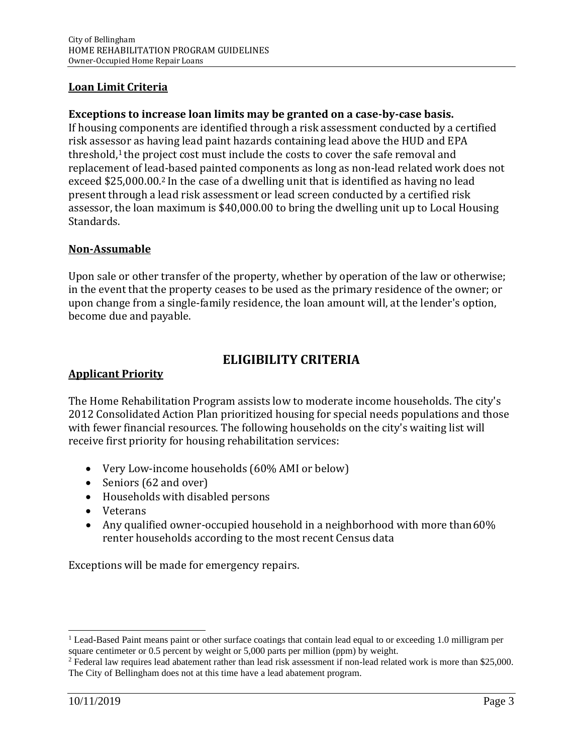**Loan Limit Criteria**

**Exceptions to increase loan limits may be granted on a case-by-case basis.**
If housing components are identified through a risk assessment conducted by a certified risk assessor as having lead paint hazards containing lead above the HUD and EPA threshold,[1] the project cost must include the costs to cover the safe removal and replacement of lead-based painted components as long as non-lead related work does not exceed $25,000.00.[2] In the case of a dwelling unit that is identified as having no lead present through a lead risk assessment or lead screen conducted by a certified risk assessor, the loan maximum is $40,000.00 to bring the dwelling unit up to Local Housing Standards.

**Non-Assumable**

Upon sale or other transfer of the property, whether by operation of the law or otherwise; in the event that the property ceases to be used as the primary residence of the owner; or upon change from a single-family residence, the loan amount will, at the lender's option, become due and payable.

## ELIGIBILITY CRITERIA

**Applicant Priority**

The Home Rehabilitation Program assists low to moderate income households. The city's 2012 Consolidated Action Plan prioritized housing for special needs populations and those with fewer financial resources. The following households on the city's waiting list will receive first priority for housing rehabilitation services:

- Very Low-income households (60% AMI or below)
- Seniors (62 and over)
- Households with disabled persons
- Veterans
- Any qualified owner-occupied household in a neighborhood with more than 60% renter households according to the most recent Census data

Exceptions will be made for emergency repairs.

---

[1] Lead-Based Paint means paint or other surface coatings that contain lead equal to or exceeding 1.0 milligram per square centimeter or 0.5 percent by weight or 5,000 parts per million (ppm) by weight.

[2] Federal law requires lead abatement rather than lead risk assessment if non-lead related work is more than $25,000. The City of Bellingham does not at this time have a lead abatement program.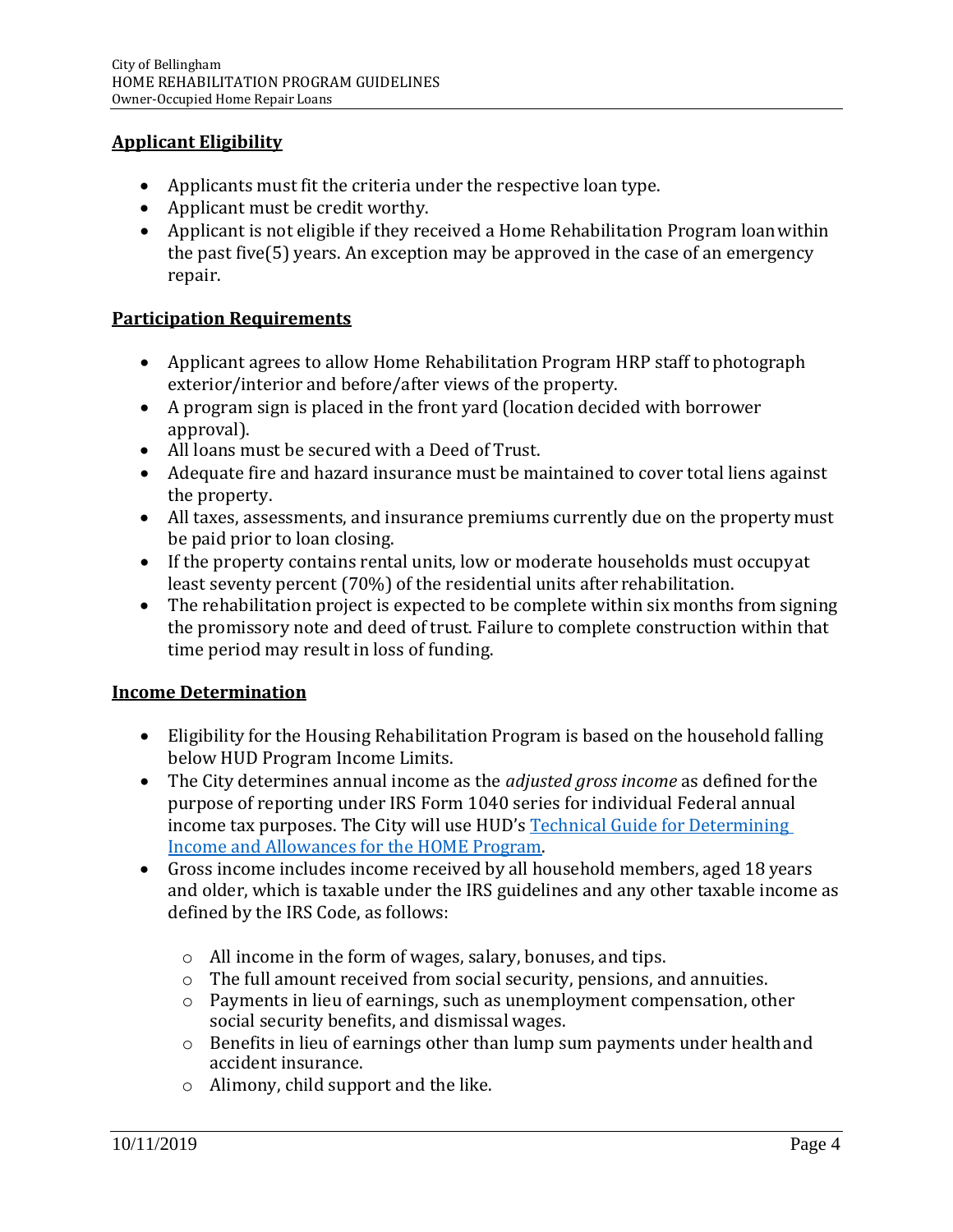## Applicant Eligibility

- Applicants must fit the criteria under the respective loan type.
- Applicant must be credit worthy.
- Applicant is not eligible if they received a Home Rehabilitation Program loan within the past five(5) years. An exception may be approved in the case of an emergency repair.

## Participation Requirements

- Applicant agrees to allow Home Rehabilitation Program HRP staff to photograph exterior/interior and before/after views of the property.
- A program sign is placed in the front yard (location decided with borrower approval).
- All loans must be secured with a Deed of Trust.
- Adequate fire and hazard insurance must be maintained to cover total liens against the property.
- All taxes, assessments, and insurance premiums currently due on the property must be paid prior to loan closing.
- If the property contains rental units, low or moderate households must occupy at least seventy percent (70%) of the residential units after rehabilitation.
- The rehabilitation project is expected to be complete within six months from signing the promissory note and deed of trust. Failure to complete construction within that time period may result in loss of funding.

## Income Determination

- Eligibility for the Housing Rehabilitation Program is based on the household falling below HUD Program Income Limits.
- The City determines annual income as the *adjusted gross income* as defined for the purpose of reporting under IRS Form 1040 series for individual Federal annual income tax purposes. The City will use HUD's Technical Guide for Determining Income and Allowances for the HOME Program.
- Gross income includes income received by all household members, aged 18 years and older, which is taxable under the IRS guidelines and any other taxable income as defined by the IRS Code, as follows:
  - All income in the form of wages, salary, bonuses, and tips.
  - The full amount received from social security, pensions, and annuities.
  - Payments in lieu of earnings, such as unemployment compensation, other social security benefits, and dismissal wages.
  - Benefits in lieu of earnings other than lump sum payments under health and accident insurance.
  - Alimony, child support and the like.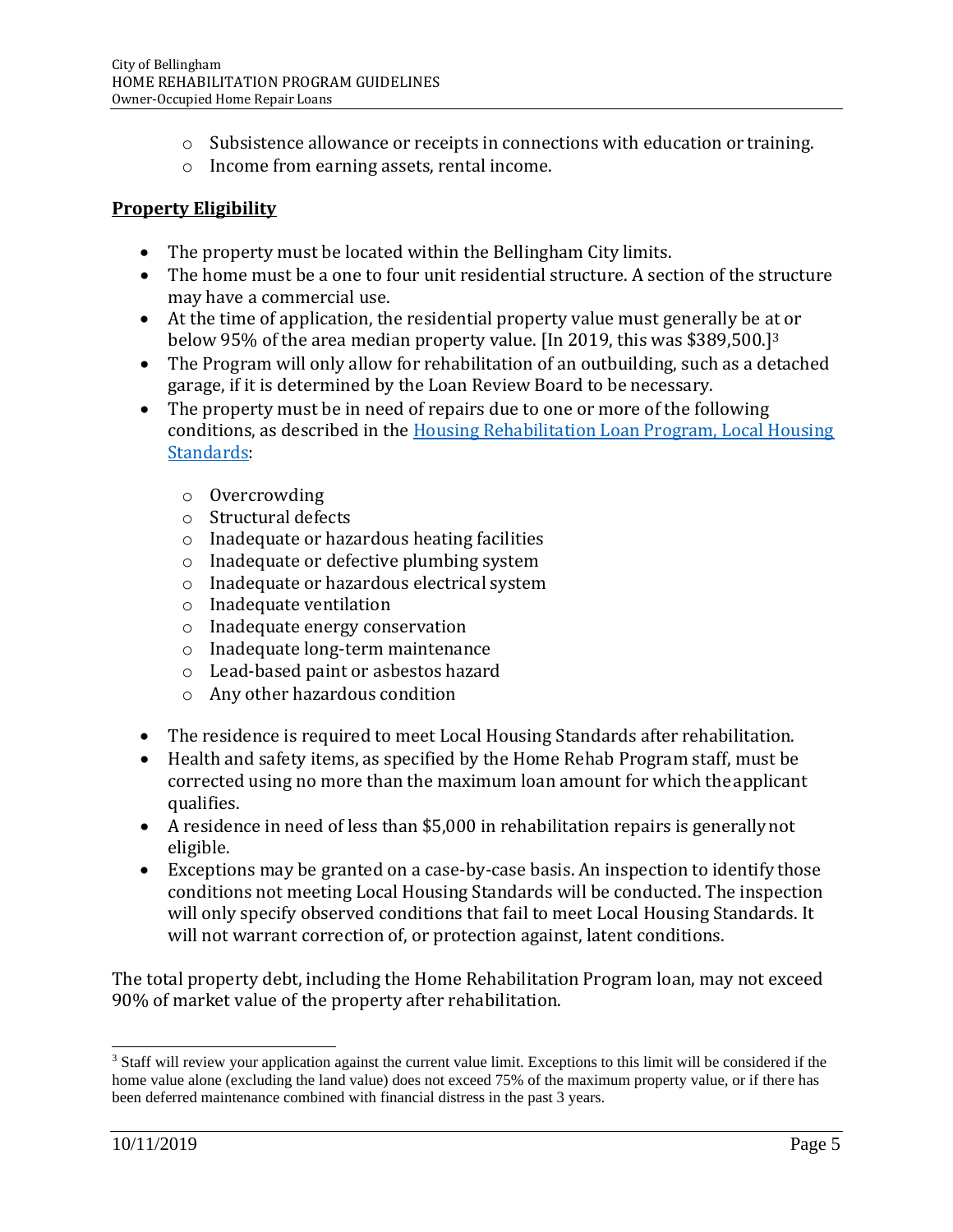- Subsistence allowance or receipts in connections with education or training.
  - Income from earning assets, rental income.

**Property Eligibility**

- The property must be located within the Bellingham City limits.
- The home must be a one to four unit residential structure. A section of the structure may have a commercial use.
- At the time of application, the residential property value must generally be at or below 95% of the area median property value. [In 2019, this was $389,500.][3]
- The Program will only allow for rehabilitation of an outbuilding, such as a detached garage, if it is determined by the Loan Review Board to be necessary.
- The property must be in need of repairs due to one or more of the following conditions, as described in the Housing Rehabilitation Loan Program, Local Housing Standards:
  - Overcrowding
  - Structural defects
  - Inadequate or hazardous heating facilities
  - Inadequate or defective plumbing system
  - Inadequate or hazardous electrical system
  - Inadequate ventilation
  - Inadequate energy conservation
  - Inadequate long-term maintenance
  - Lead-based paint or asbestos hazard
  - Any other hazardous condition
- The residence is required to meet Local Housing Standards after rehabilitation.
- Health and safety items, as specified by the Home Rehab Program staff, must be corrected using no more than the maximum loan amount for which the applicant qualifies.
- A residence in need of less than $5,000 in rehabilitation repairs is generally not eligible.
- Exceptions may be granted on a case-by-case basis. An inspection to identify those conditions not meeting Local Housing Standards will be conducted. The inspection will only specify observed conditions that fail to meet Local Housing Standards. It will not warrant correction of, or protection against, latent conditions.

The total property debt, including the Home Rehabilitation Program loan, may not exceed 90% of market value of the property after rehabilitation.

[3] Staff will review your application against the current value limit. Exceptions to this limit will be considered if the home value alone (excluding the land value) does not exceed 75% of the maximum property value, or if there has been deferred maintenance combined with financial distress in the past 3 years.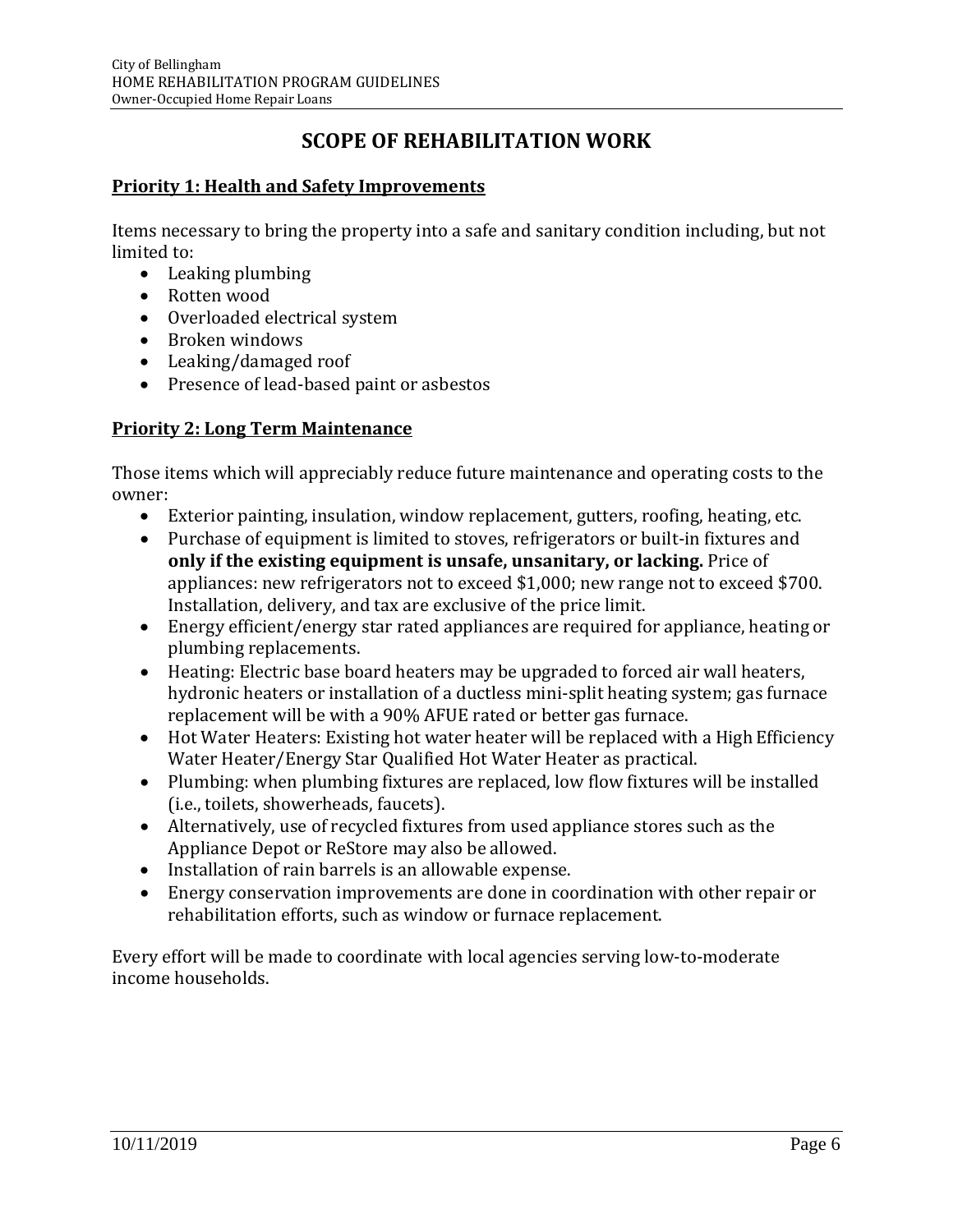# SCOPE OF REHABILITATION WORK

## Priority 1: Health and Safety Improvements

Items necessary to bring the property into a safe and sanitary condition including, but not limited to:

- Leaking plumbing
- Rotten wood
- Overloaded electrical system
- Broken windows
- Leaking/damaged roof
- Presence of lead-based paint or asbestos

## Priority 2: Long Term Maintenance

Those items which will appreciably reduce future maintenance and operating costs to the owner:

- Exterior painting, insulation, window replacement, gutters, roofing, heating, etc.
- Purchase of equipment is limited to stoves, refrigerators or built-in fixtures and **only if the existing equipment is unsafe, unsanitary, or lacking.** Price of appliances: new refrigerators not to exceed $1,000; new range not to exceed $700. Installation, delivery, and tax are exclusive of the price limit.
- Energy efficient/energy star rated appliances are required for appliance, heating or plumbing replacements.
- Heating: Electric base board heaters may be upgraded to forced air wall heaters, hydronic heaters or installation of a ductless mini-split heating system; gas furnace replacement will be with a 90% AFUE rated or better gas furnace.
- Hot Water Heaters: Existing hot water heater will be replaced with a High Efficiency Water Heater/Energy Star Qualified Hot Water Heater as practical.
- Plumbing: when plumbing fixtures are replaced, low flow fixtures will be installed (i.e., toilets, showerheads, faucets).
- Alternatively, use of recycled fixtures from used appliance stores such as the Appliance Depot or ReStore may also be allowed.
- Installation of rain barrels is an allowable expense.
- Energy conservation improvements are done in coordination with other repair or rehabilitation efforts, such as window or furnace replacement.

Every effort will be made to coordinate with local agencies serving low-to-moderate income households.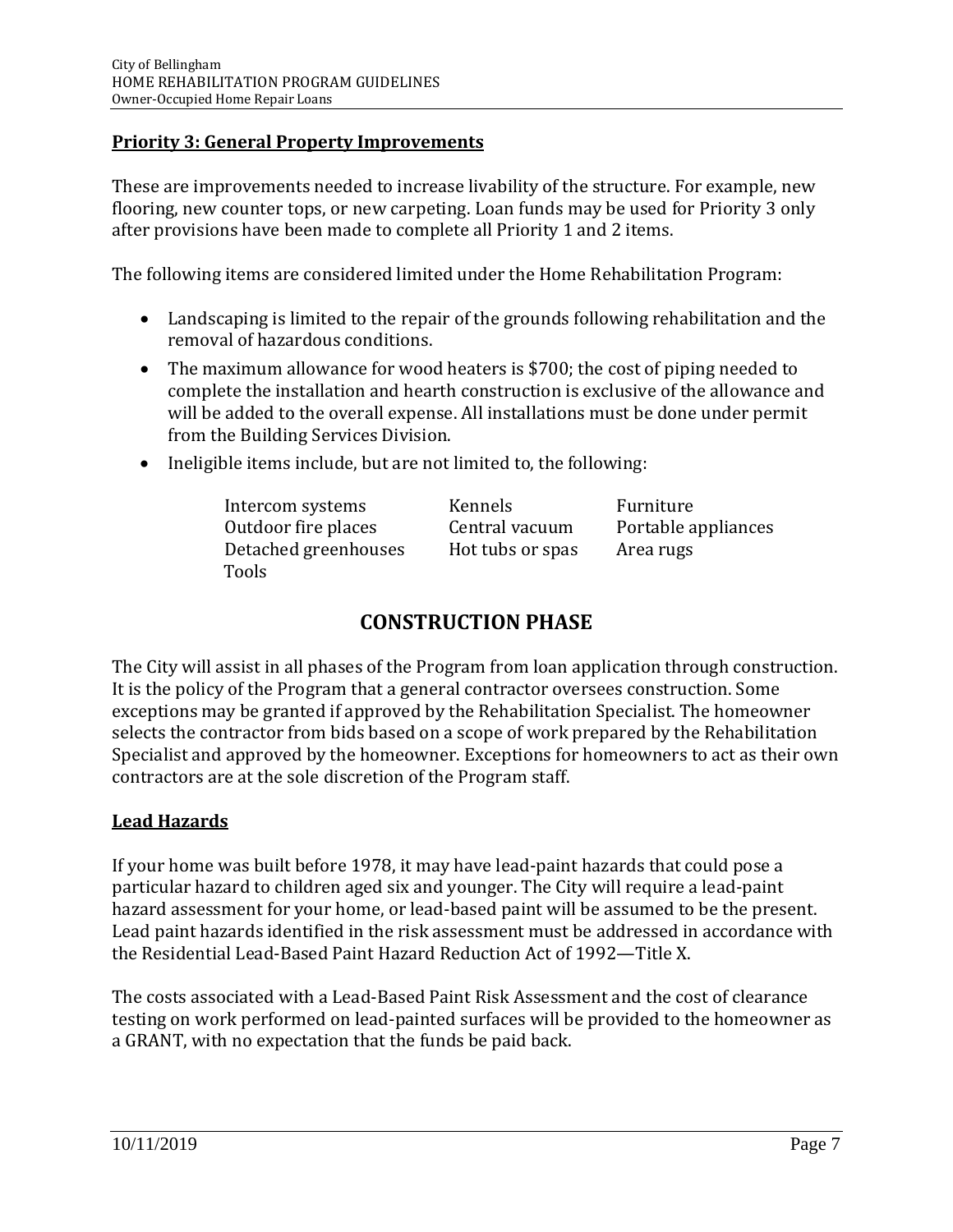**Priority 3: General Property Improvements**

These are improvements needed to increase livability of the structure. For example, new flooring, new counter tops, or new carpeting. Loan funds may be used for Priority 3 only after provisions have been made to complete all Priority 1 and 2 items.

The following items are considered limited under the Home Rehabilitation Program:

- Landscaping is limited to the repair of the grounds following rehabilitation and the removal of hazardous conditions.
- The maximum allowance for wood heaters is $700; the cost of piping needed to complete the installation and hearth construction is exclusive of the allowance and will be added to the overall expense. All installations must be done under permit from the Building Services Division.
- Ineligible items include, but are not limited to, the following:

| | | |
|---|---|---|
| Intercom systems | Kennels | Furniture |
| Outdoor fire places | Central vacuum | Portable appliances |
| Detached greenhouses | Hot tubs or spas | Area rugs |
| Tools | | |

## CONSTRUCTION PHASE

The City will assist in all phases of the Program from loan application through construction. It is the policy of the Program that a general contractor oversees construction. Some exceptions may be granted if approved by the Rehabilitation Specialist. The homeowner selects the contractor from bids based on a scope of work prepared by the Rehabilitation Specialist and approved by the homeowner. Exceptions for homeowners to act as their own contractors are at the sole discretion of the Program staff.

**Lead Hazards**

If your home was built before 1978, it may have lead-paint hazards that could pose a particular hazard to children aged six and younger. The City will require a lead-paint hazard assessment for your home, or lead-based paint will be assumed to be the present. Lead paint hazards identified in the risk assessment must be addressed in accordance with the Residential Lead-Based Paint Hazard Reduction Act of 1992—Title X.

The costs associated with a Lead-Based Paint Risk Assessment and the cost of clearance testing on work performed on lead-painted surfaces will be provided to the homeowner as a GRANT, with no expectation that the funds be paid back.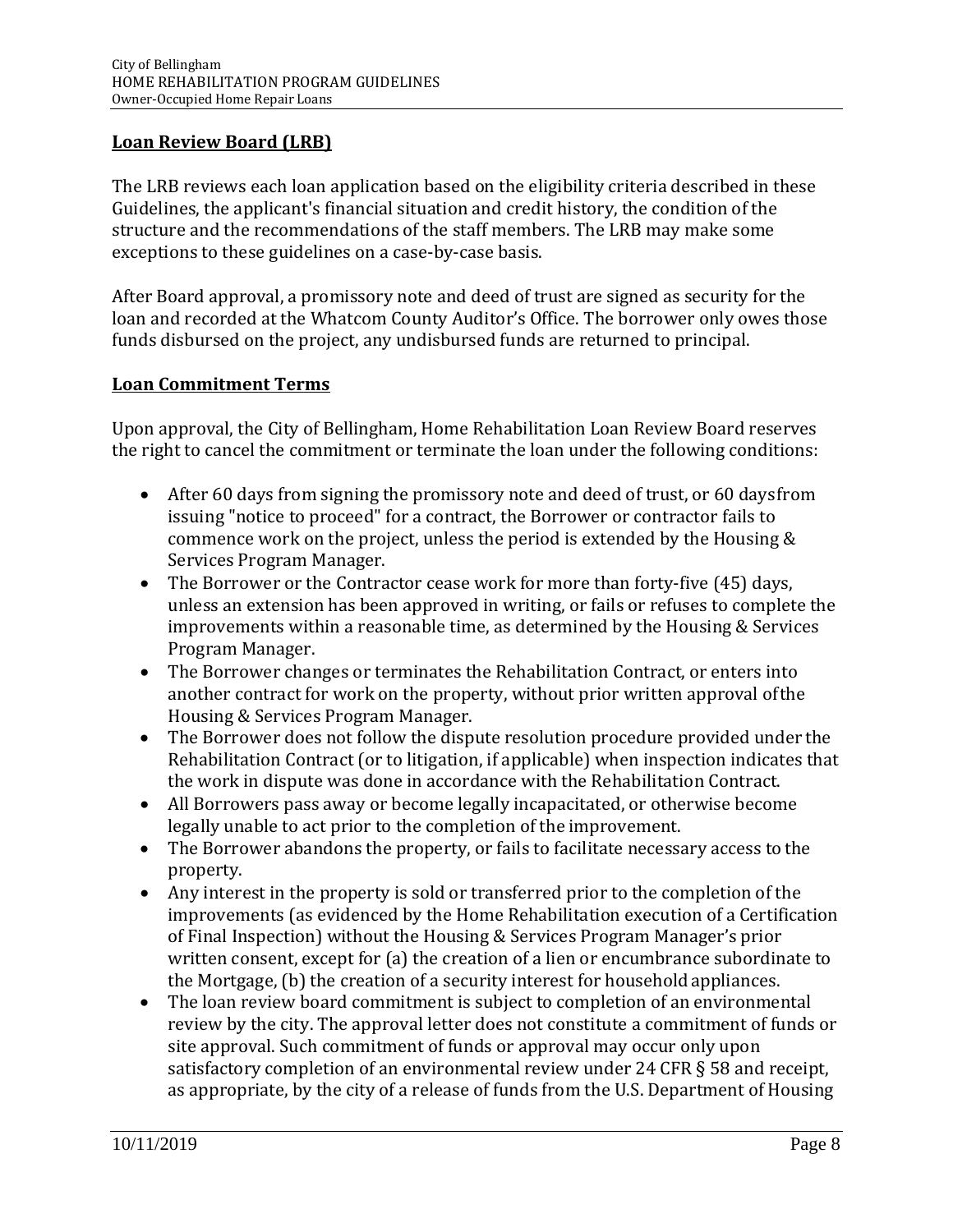## Loan Review Board (LRB)

The LRB reviews each loan application based on the eligibility criteria described in these Guidelines, the applicant's financial situation and credit history, the condition of the structure and the recommendations of the staff members. The LRB may make some exceptions to these guidelines on a case-by-case basis.

After Board approval, a promissory note and deed of trust are signed as security for the loan and recorded at the Whatcom County Auditor's Office. The borrower only owes those funds disbursed on the project, any undisbursed funds are returned to principal.

## Loan Commitment Terms

Upon approval, the City of Bellingham, Home Rehabilitation Loan Review Board reserves the right to cancel the commitment or terminate the loan under the following conditions:

- After 60 days from signing the promissory note and deed of trust, or 60 days from issuing "notice to proceed" for a contract, the Borrower or contractor fails to commence work on the project, unless the period is extended by the Housing & Services Program Manager.
- The Borrower or the Contractor cease work for more than forty-five (45) days, unless an extension has been approved in writing, or fails or refuses to complete the improvements within a reasonable time, as determined by the Housing & Services Program Manager.
- The Borrower changes or terminates the Rehabilitation Contract, or enters into another contract for work on the property, without prior written approval of the Housing & Services Program Manager.
- The Borrower does not follow the dispute resolution procedure provided under the Rehabilitation Contract (or to litigation, if applicable) when inspection indicates that the work in dispute was done in accordance with the Rehabilitation Contract.
- All Borrowers pass away or become legally incapacitated, or otherwise become legally unable to act prior to the completion of the improvement.
- The Borrower abandons the property, or fails to facilitate necessary access to the property.
- Any interest in the property is sold or transferred prior to the completion of the improvements (as evidenced by the Home Rehabilitation execution of a Certification of Final Inspection) without the Housing & Services Program Manager's prior written consent, except for (a) the creation of a lien or encumbrance subordinate to the Mortgage, (b) the creation of a security interest for household appliances.
- The loan review board commitment is subject to completion of an environmental review by the city. The approval letter does not constitute a commitment of funds or site approval. Such commitment of funds or approval may occur only upon satisfactory completion of an environmental review under 24 CFR § 58 and receipt, as appropriate, by the city of a release of funds from the U.S. Department of Housing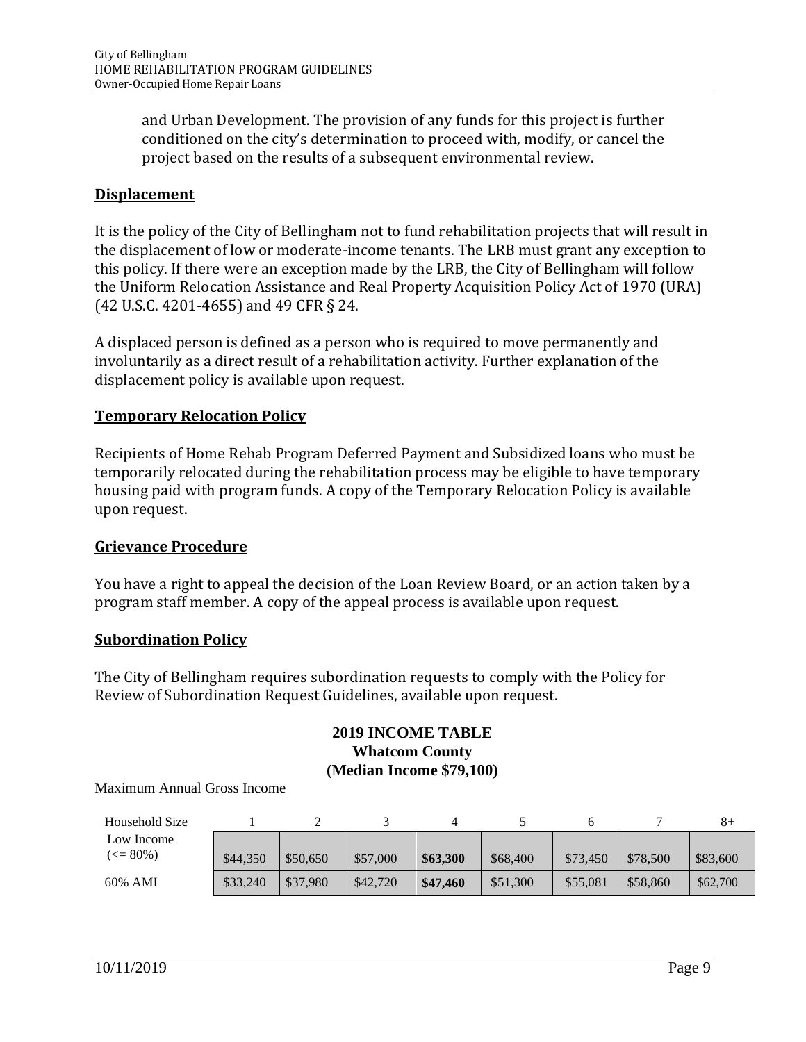and Urban Development. The provision of any funds for this project is further conditioned on the city's determination to proceed with, modify, or cancel the project based on the results of a subsequent environmental review.

## Displacement

It is the policy of the City of Bellingham not to fund rehabilitation projects that will result in the displacement of low or moderate-income tenants. The LRB must grant any exception to this policy. If there were an exception made by the LRB, the City of Bellingham will follow the Uniform Relocation Assistance and Real Property Acquisition Policy Act of 1970 (URA) (42 U.S.C. 4201-4655) and 49 CFR § 24.

A displaced person is defined as a person who is required to move permanently and involuntarily as a direct result of a rehabilitation activity. Further explanation of the displacement policy is available upon request.

## Temporary Relocation Policy

Recipients of Home Rehab Program Deferred Payment and Subsidized loans who must be temporarily relocated during the rehabilitation process may be eligible to have temporary housing paid with program funds. A copy of the Temporary Relocation Policy is available upon request.

## Grievance Procedure

You have a right to appeal the decision of the Loan Review Board, or an action taken by a program staff member. A copy of the appeal process is available upon request.

## Subordination Policy

The City of Bellingham requires subordination requests to comply with the Policy for Review of Subordination Request Guidelines, available upon request.

**2019 INCOME TABLE**
**Whatcom County**
**(Median Income $79,100)**

Maximum Annual Gross Income

| Household Size | 1 | 2 | 3 | 4 | 5 | 6 | 7 | 8+ |
|---|---|---|---|---|---|---|---|---|
| Low Income (<= 80%) | $44,350 | $50,650 | $57,000 | **$63,300** | $68,400 | $73,450 | $78,500 | $83,600 |
| 60% AMI | $33,240 | $37,980 | $42,720 | **$47,460** | $51,300 | $55,081 | $58,860 | $62,700 |